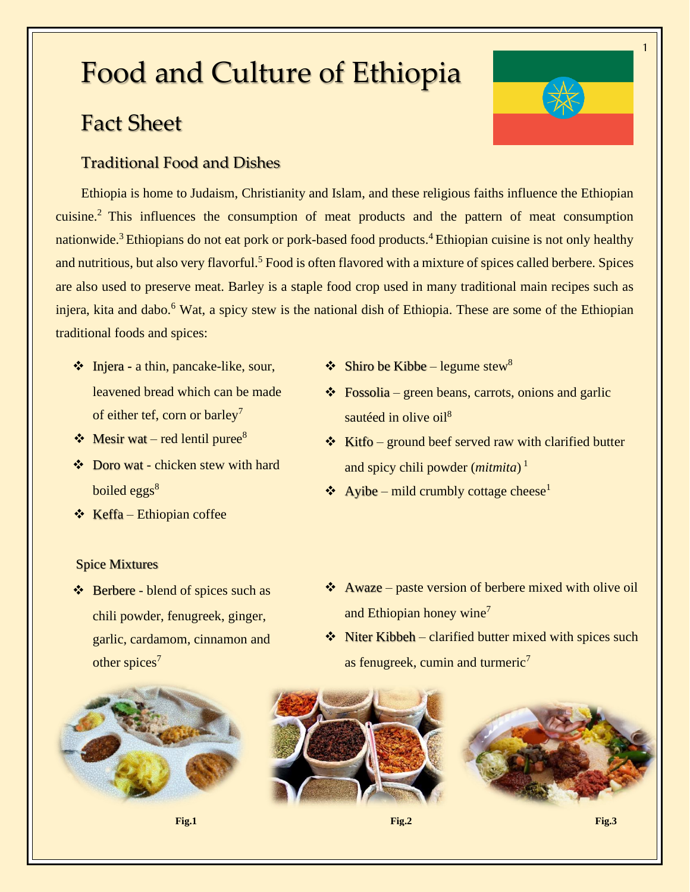# Food and Culture of Ethiopia

## Fact Sheet

### Traditional Food and Dishes

Ethiopia is home to Judaism, Christianity and Islam, and these religious faiths influence the Ethiopian cuisine.[2] This influences the consumption of meat products and the pattern of meat consumption nationwide.[3] Ethiopians do not eat pork or pork-based food products.[4] Ethiopian cuisine is not only healthy and nutritious, but also very flavorful.[5] Food is often flavored with a mixture of spices called berbere. Spices are also used to preserve meat. Barley is a staple food crop used in many traditional main recipes such as injera, kita and dabo.[6] Wat, a spicy stew is the national dish of Ethiopia. These are some of the Ethiopian traditional foods and spices:

- Injera - a thin, pancake-like, sour, leavened bread which can be made of either tef, corn or barley[7]
- Mesir wat – red lentil puree[8]
- Doro wat - chicken stew with hard boiled eggs[8]
- Keffa – Ethiopian coffee
- Shiro be Kibbe – legume stew[8]
- Fossolia – green beans, carrots, onions and garlic sautéed in olive oil[8]
- Kitfo – ground beef served raw with clarified butter and spicy chili powder (*mitmita*) [1]
- Ayibe – mild crumbly cottage cheese[1]

#### Spice Mixtures

- Berbere - blend of spices such as chili powder, fenugreek, ginger, garlic, cardamom, cinnamon and other spices[7]
- Awaze – paste version of berbere mixed with olive oil and Ethiopian honey wine[7]
- Niter Kibbeh – clarified butter mixed with spices such as fenugreek, cumin and turmeric[7]

**Fig.1** **Fig.2** **Fig.3**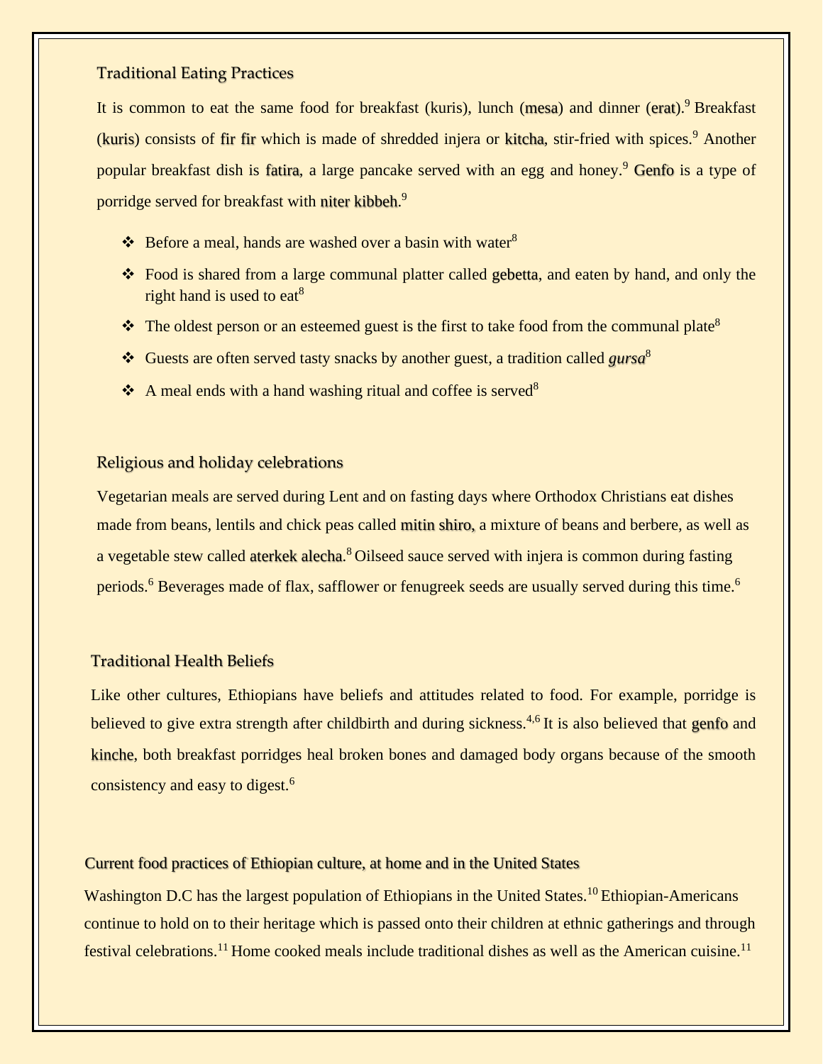## Traditional Eating Practices

It is common to eat the same food for breakfast (kuris), lunch (mesa) and dinner (erat).[9] Breakfast (kuris) consists of fir fir which is made of shredded injera or kitcha, stir-fried with spices.[9] Another popular breakfast dish is fatira, a large pancake served with an egg and honey.[9] Genfo is a type of porridge served for breakfast with niter kibbeh.[9]

- Before a meal, hands are washed over a basin with water[8]
- Food is shared from a large communal platter called gebetta, and eaten by hand, and only the right hand is used to eat[8]
- The oldest person or an esteemed guest is the first to take food from the communal plate[8]
- Guests are often served tasty snacks by another guest, a tradition called *gursa*[8]
- A meal ends with a hand washing ritual and coffee is served[8]

## Religious and holiday celebrations

Vegetarian meals are served during Lent and on fasting days where Orthodox Christians eat dishes made from beans, lentils and chick peas called mitin shiro, a mixture of beans and berbere, as well as a vegetable stew called aterkek alecha.[8] Oilseed sauce served with injera is common during fasting periods.[6] Beverages made of flax, safflower or fenugreek seeds are usually served during this time.[6]

## Traditional Health Beliefs

Like other cultures, Ethiopians have beliefs and attitudes related to food. For example, porridge is believed to give extra strength after childbirth and during sickness.[4,6] It is also believed that genfo and kinche, both breakfast porridges heal broken bones and damaged body organs because of the smooth consistency and easy to digest.[6]

## Current food practices of Ethiopian culture, at home and in the United States

Washington D.C has the largest population of Ethiopians in the United States.[10] Ethiopian-Americans continue to hold on to their heritage which is passed onto their children at ethnic gatherings and through festival celebrations.[11] Home cooked meals include traditional dishes as well as the American cuisine.[11]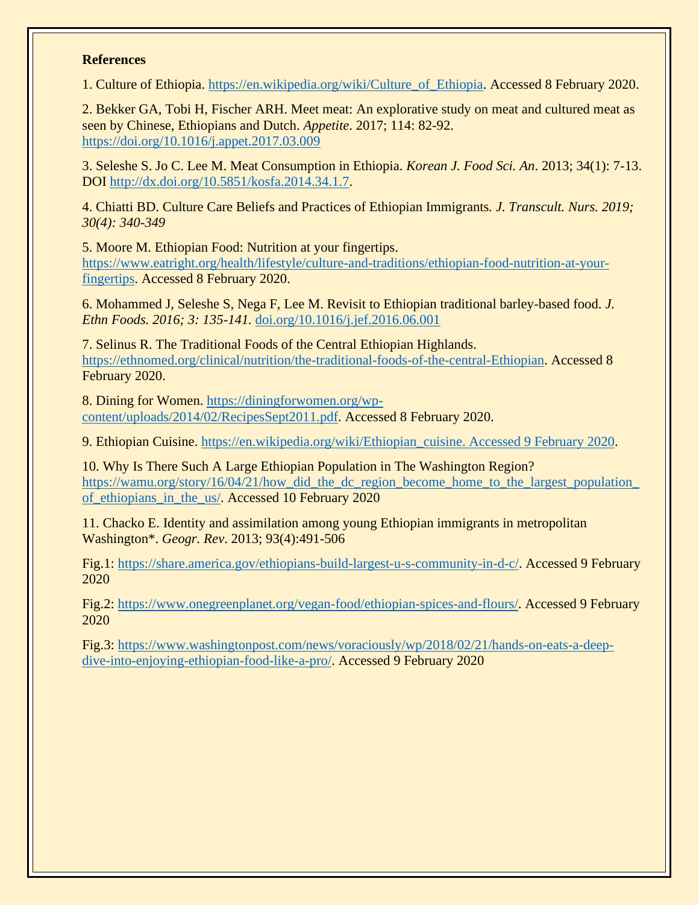**References**

1. Culture of Ethiopia. https://en.wikipedia.org/wiki/Culture_of_Ethiopia. Accessed 8 February 2020.

2. Bekker GA, Tobi H, Fischer ARH. Meet meat: An explorative study on meat and cultured meat as seen by Chinese, Ethiopians and Dutch. *Appetite*. 2017; 114: 82-92. https://doi.org/10.1016/j.appet.2017.03.009

3. Seleshe S. Jo C. Lee M. Meat Consumption in Ethiopia. *Korean J. Food Sci. An*. 2013; 34(1): 7-13. DOI http://dx.doi.org/10.5851/kosfa.2014.34.1.7.

4. Chiatti BD. Culture Care Beliefs and Practices of Ethiopian Immigrants. *J. Transcult. Nurs. 2019; 30(4): 340-349*

5. Moore M. Ethiopian Food: Nutrition at your fingertips. https://www.eatright.org/health/lifestyle/culture-and-traditions/ethiopian-food-nutrition-at-your-fingertips. Accessed 8 February 2020.

6. Mohammed J, Seleshe S, Nega F, Lee M. Revisit to Ethiopian traditional barley-based food. *J. Ethn Foods. 2016; 3: 135-141.* doi.org/10.1016/j.jef.2016.06.001

7. Selinus R. The Traditional Foods of the Central Ethiopian Highlands. https://ethnomed.org/clinical/nutrition/the-traditional-foods-of-the-central-Ethiopian. Accessed 8 February 2020.

8. Dining for Women. https://diningforwomen.org/wp-content/uploads/2014/02/RecipesSept2011.pdf. Accessed 8 February 2020.

9. Ethiopian Cuisine. https://en.wikipedia.org/wiki/Ethiopian_cuisine. Accessed 9 February 2020.

10. Why Is There Such A Large Ethiopian Population in The Washington Region? https://wamu.org/story/16/04/21/how_did_the_dc_region_become_home_to_the_largest_population_of_ethiopians_in_the_us/. Accessed 10 February 2020

11. Chacko E. Identity and assimilation among young Ethiopian immigrants in metropolitan Washington*. *Geogr. Rev*. 2013; 93(4):491-506

Fig.1: https://share.america.gov/ethiopians-build-largest-u-s-community-in-d-c/. Accessed 9 February 2020

Fig.2: https://www.onegreenplanet.org/vegan-food/ethiopian-spices-and-flours/. Accessed 9 February 2020

Fig.3: https://www.washingtonpost.com/news/voraciously/wp/2018/02/21/hands-on-eats-a-deep-dive-into-enjoying-ethiopian-food-like-a-pro/. Accessed 9 February 2020